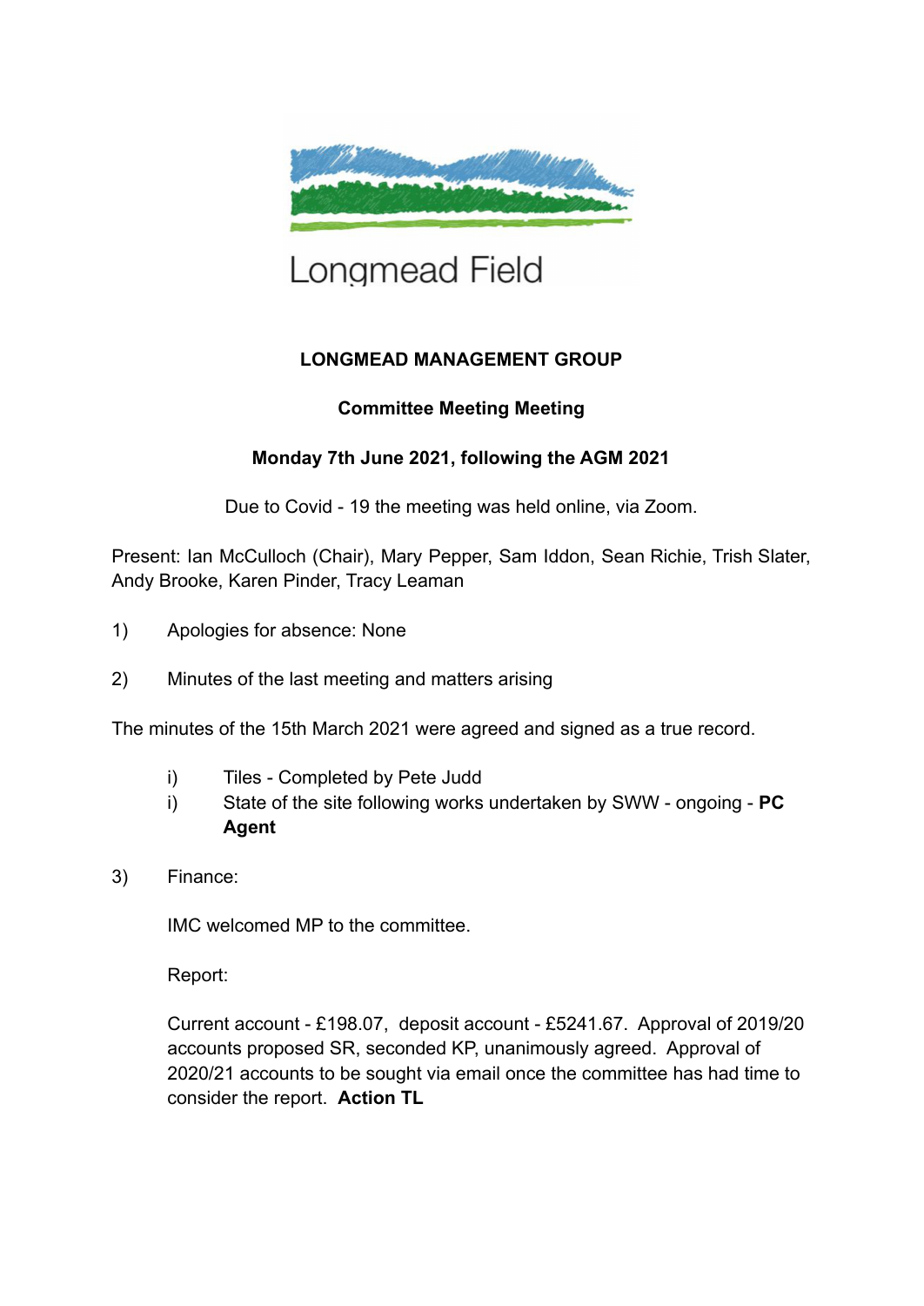Longmead Field

**LONGMEAD MANAGEMENT GROUP**

**Committee Meeting Meeting**

**Monday 7th June 2021, following the AGM 2021**

Due to Covid - 19 the meeting was held online, via Zoom.

Present: Ian McCulloch (Chair), Mary Pepper, Sam Iddon, Sean Richie, Trish Slater, Andy Brooke, Karen Pinder, Tracy Leaman

1) Apologies for absence: None

2) Minutes of the last meeting and matters arising

The minutes of the 15th March 2021 were agreed and signed as a true record.

- i) Tiles - Completed by Pete Judd
- i) State of the site following works undertaken by SWW - ongoing - **PC Agent**

3) Finance:

IMC welcomed MP to the committee.

Report:

Current account - £198.07, deposit account - £5241.67. Approval of 2019/20 accounts proposed SR, seconded KP, unanimously agreed. Approval of 2020/21 accounts to be sought via email once the committee has had time to consider the report. **Action TL**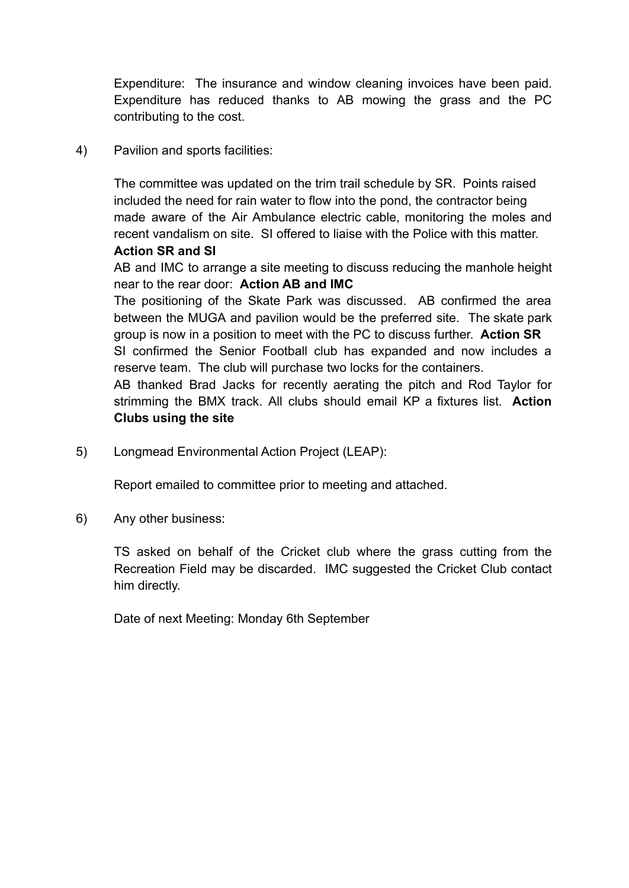Expenditure: The insurance and window cleaning invoices have been paid. Expenditure has reduced thanks to AB mowing the grass and the PC contributing to the cost.

4) Pavilion and sports facilities:

The committee was updated on the trim trail schedule by SR. Points raised included the need for rain water to flow into the pond, the contractor being made aware of the Air Ambulance electric cable, monitoring the moles and recent vandalism on site. SI offered to liaise with the Police with this matter.
**Action SR and SI**
AB and IMC to arrange a site meeting to discuss reducing the manhole height near to the rear door: **Action AB and IMC**
The positioning of the Skate Park was discussed. AB confirmed the area between the MUGA and pavilion would be the preferred site. The skate park group is now in a position to meet with the PC to discuss further. **Action SR**
SI confirmed the Senior Football club has expanded and now includes a reserve team. The club will purchase two locks for the containers.
AB thanked Brad Jacks for recently aerating the pitch and Rod Taylor for strimming the BMX track. All clubs should email KP a fixtures list. **Action Clubs using the site**

5) Longmead Environmental Action Project (LEAP):

Report emailed to committee prior to meeting and attached.

6) Any other business:

TS asked on behalf of the Cricket club where the grass cutting from the Recreation Field may be discarded. IMC suggested the Cricket Club contact him directly.

Date of next Meeting: Monday 6th September